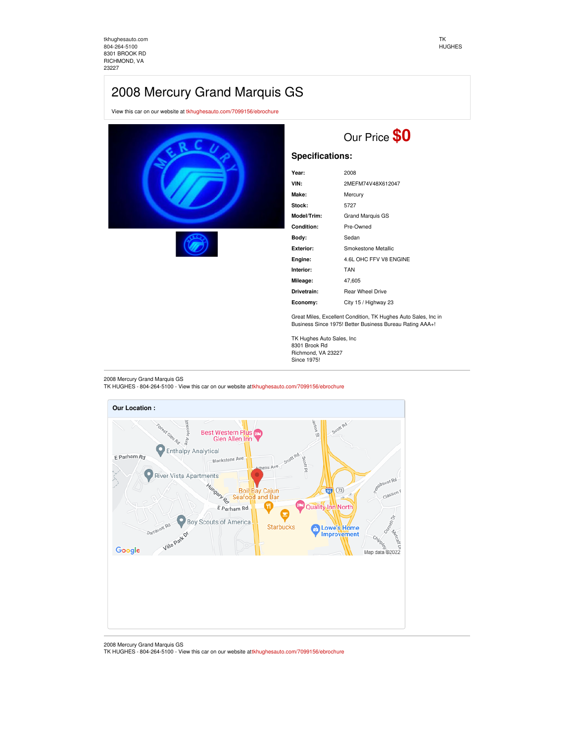tkhughesauto.com
804-264-5100
8301 BROOK RD
RICHMOND, VA
23227

TK
HUGHES

# 2008 Mercury Grand Marquis GS

View this car on our website at tkhughesauto.com/7099156/ebrochure

Our Price **$0**

## Specifications:

| | |
|---|---|
| **Year:** | 2008 |
| **VIN:** | 2MEFM74V48X612047 |
| **Make:** | Mercury |
| **Stock:** | 5727 |
| **Model/Trim:** | Grand Marquis GS |
| **Condition:** | Pre-Owned |
| **Body:** | Sedan |
| **Exterior:** | Smokestone Metallic |
| **Engine:** | 4.6L OHC FFV V8 ENGINE |
| **Interior:** | TAN |
| **Mileage:** | 47,605 |
| **Drivetrain:** | Rear Wheel Drive |
| **Economy:** | City 15 / Highway 23 |

Great Miles, Excellent Condition, TK Hughes Auto Sales, Inc in Business Since 1975! Better Business Bureau Rating AAA+!

TK Hughes Auto Sales, Inc
8301 Brook Rd
Richmond, VA 23227
Since 1975!

**Our Location :**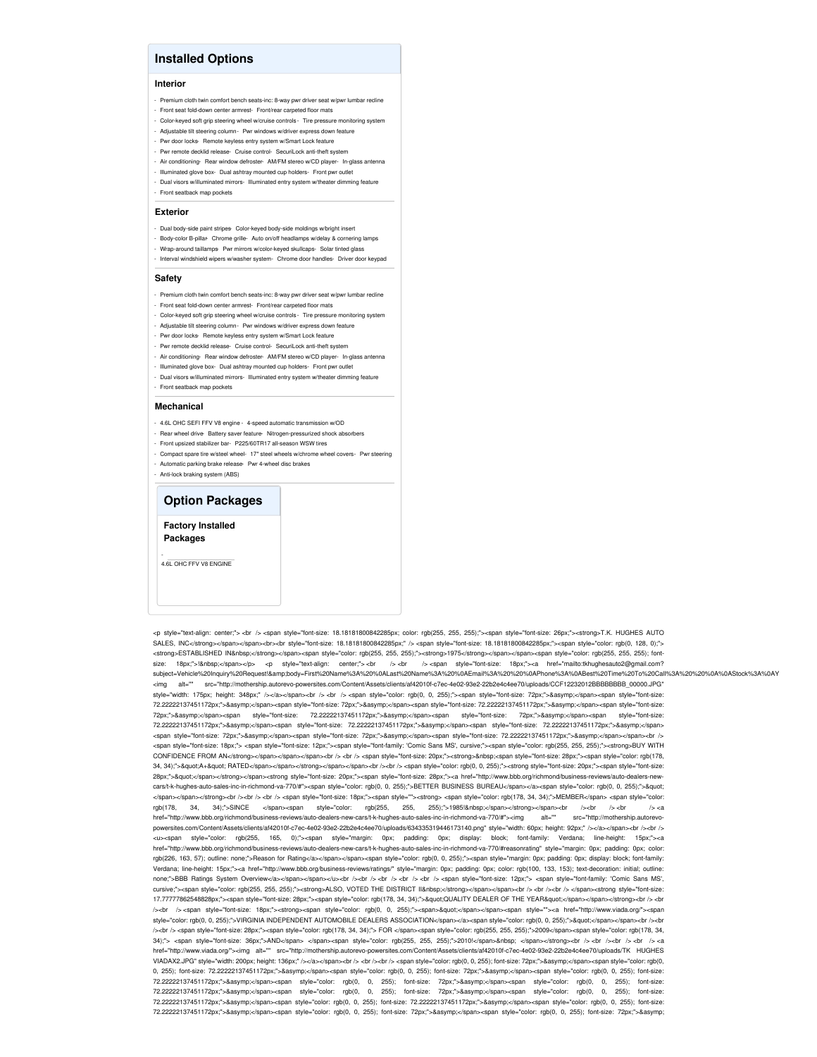## Installed Options

### Interior

- Premium cloth twin comfort bench seats-inc: 8-way pwr driver seat w/pwr lumbar recline
- Front seat fold-down center armrest- Front/rear carpeted floor mats
- Color-keyed soft grip steering wheel w/cruise controls - Tire pressure monitoring system
- Adjustable tilt steering column - Pwr windows w/driver express down feature
- Pwr door locks- Remote keyless entry system w/Smart Lock feature
- Pwr remote decklid release- Cruise control- SecuriLock anti-theft system
- Air conditioning- Rear window defroster- AM/FM stereo w/CD player- In-glass antenna
- Illuminated glove box- Dual ashtray mounted cup holders- Front pwr outlet
- Dual visors w/illuminated mirrors- Illuminated entry system w/theater dimming feature
- Front seatback map pockets

### Exterior

- Dual body-side paint stripes- Color-keyed body-side moldings w/bright insert
- Body-color B-pillar- Chrome grille- Auto on/off headlamps w/delay & cornering lamps
- Wrap-around taillamps- Pwr mirrors w/color-keyed skullcaps- Solar tinted glass
- Interval windshield wipers w/washer system- Chrome door handles- Driver door keypad

### Safety

- Premium cloth twin comfort bench seats-inc: 8-way pwr driver seat w/pwr lumbar recline
- Front seat fold-down center armrest- Front/rear carpeted floor mats
- Color-keyed soft grip steering wheel w/cruise controls - Tire pressure monitoring system
- Adjustable tilt steering column - Pwr windows w/driver express down feature
- Pwr door locks- Remote keyless entry system w/Smart Lock feature
- Pwr remote decklid release- Cruise control- SecuriLock anti-theft system
- Air conditioning- Rear window defroster- AM/FM stereo w/CD player- In-glass antenna
- Illuminated glove box- Dual ashtray mounted cup holders- Front pwr outlet
- Dual visors w/illuminated mirrors- Illuminated entry system w/theater dimming feature
- Front seatback map pockets

### Mechanical

- 4.6L OHC SEFI FFV V8 engine - 4-speed automatic transmission w/OD
- Rear wheel drive- Battery saver feature- Nitrogen-pressurized shock absorbers
- Front upsized stabilizer bar- P225/60TR17 all-season WSW tires
- Compact spare tire w/steel wheel- 17" steel wheels w/chrome wheel covers- Pwr steering
- Automatic parking brake release- Pwr 4-wheel disc brakes
- Anti-lock braking system (ABS)

## Option Packages

### Factory Installed Packages

-

4.6L OHC FFV V8 ENGINE

```
<p style="text-align: center;"> <br /> <span style="font-size: 18.18181800842285px; color: rgb(255, 255, 255);"><span style="font-size: 26px;"><strong>T.K. HUGHES AUTO SALES, INC</strong></span></span><br><br style="font-size: 18.18181800842285px;" /> <span style="font-size: 18.18181800842285px;"><span style="color: rgb(0, 128, 0);"><strong>ESTABLISHED IN&nbsp;</strong></span><strong><span style="color: rgb(255, 255, 255);"><strong>1975</strong></span></span><span style="color: rgb(255, 255, 255); font-size: 18px;">!&nbsp;</span></p> <p style="text-align: center;"> <br /> <br /> <span style="font-size: 18px;"><a href="mailto:tkhughesauto2@gmail.com?subject=Vehicle%20Inquiry%20Request!&amp;body=First%20Name%3A%20%0ALast%20Name%3A%20%0AEmail%3A%20%20%0APhone%3A%0ABest%20Time%20To%20Call%3A%20%20%0A%0AStock%3A%0AY <img alt="" src="http://mothership.autorevo-powersites.com/Content/Assets/clients/af42010f-c7ec-4e02-93e2-22b2e4c4ee70/uploads/CCF12232012BBBBBBBB_00000.JPG" style="width: 175px; height: 348px;" /></a></span><br /> <br /> <span style="color: rgb(0, 0, 255);"><span style="font-size: 72px;">&asymp;</span><span style="font-size: 72.22222137451172px;">&asymp;</span><span style="font-size: 72px;">&asymp;</span><span style="font-size: 72.22222137451172px;">&asymp;</span><span style="font-size: 72px;">&asymp;</span><span style="font-size: 72.22222137451172px;">&asymp;</span><span style="font-size: 72px;">&asymp;</span><span style="font-size: 72.22222137451172px;">&asymp;</span><span style="font-size: 72.22222137451172px;">&asymp;</span><span style="font-size: 72.22222137451172px;">&asymp;</span><span style="font-size: 72px;">&asymp;</span><span style="font-size: 72px;">&asymp;</span><span style="font-size: 72.22222137451172px;">&asymp;</span></span><br /> <span style="font-size: 18px;"> <span style="font-size: 12px;"><span style="font-family: 'Comic Sans MS', cursive;"><span style="color: rgb(255, 255, 255);"><strong>BUY WITH CONFIDENCE FROM AN</strong></span></span></span><br /> <br /> <span style="font-size: 20px;"><strong>&nbsp;<span style="font-size: 28px;"><span style="color: rgb(178, 34, 34);">&quot;A+&quot; RATED</span></span></strong></span></span><br /><br /> <span style="color: rgb(0, 0, 255);"><strong style="font-size: 20px;"><span style="font-size: 28px;">&quot;</span></strong></span><strong style="font-size: 20px;"><span style="font-size: 28px;"><a href="http://www.bbb.org/richmond/business-reviews/auto-dealers-new-cars/t-k-hughes-auto-sales-inc-in-richmond-va-770/#"><span style="color: rgb(0, 0, 255);">BETTER BUSINESS BUREAU</span></a><span style="color: rgb(0, 0, 255);">&quot;</span></span></strong><br /><br /> <br /> <span style="font-size: 18px;"><span style=""><strong> <span style="color: rgb(178, 34, 34);">MEMBER</span> <span style="color: rgb(178, 34, 34);">SINCE </span><span style="color: rgb(255, 255, 255);">1985!&nbsp;</span></strong></span><br /><br /> <br /> <a href="http://www.bbb.org/richmond/business-reviews/auto-dealers-new-cars/t-k-hughes-auto-sales-inc-in-richmond-va-770/#"><img alt="" src="http://mothership.autorevo-powersites.com/Content/Assets/clients/af42010f-c7ec-4e02-93e2-22b2e4c4ee70/uploads/634335319446173140.png" style="width: 60px; height: 92px;" /></a></span><br /><br /> <u><span style="color: rgb(255, 165, 0);"><span style="margin: 0px; padding: 0px; display: block; font-family: Verdana; line-height: 15px;"><a href="http://www.bbb.org/richmond/business-reviews/auto-dealers-new-cars/t-k-hughes-auto-sales-inc-in-richmond-va-770/#reasonrating" style="margin: 0px; padding: 0px; color: rgb(226, 163, 57); outline: none;">Reason for Rating</a></span></span><span style="color: rgb(0, 0, 255);"><span style="margin: 0px; padding: 0px; display: block; font-family: Verdana; line-height: 15px;"><a href="http://www.bbb.org/business-reviews/ratings/" style="margin: 0px; padding: 0px; color: rgb(100, 133, 153); text-decoration: initial; outline: none;">BBB Ratings System Overview</a></span></span></u><br /><br /> <br /> <br /> <br /> <span style="font-size: 12px;"> <span style="font-family: 'Comic Sans MS', cursive;"><span style="color: rgb(255, 255, 255);"><strong>ALSO, VOTED THE DISTRICT II&nbsp;</strong></span></span><br /> <br /><br /> </span><strong style="font-size: 17.77777862548828px;"><span style="font-size: 28px;"><span style="color: rgb(178, 34, 34);">&quot;QUALITY DEALER OF THE YEAR&quot;</span></span></strong><br /> <br /><br /> <span style="font-size: 18px;"><strong><span style="color: rgb(0, 0, 255);"><span>&quot;</span></span><span style=""><a href="http://www.viada.org/"><span style="color: rgb(0, 0, 255);">VIRGINIA INDEPENDENT AUTOMOBILE DEALERS ASSOCIATION</span></a><span style="color: rgb(0, 0, 255);">&quot;</span></span><br /><br /> <span style="font-size: 28px;"><span style="color: rgb(178, 34, 34);"> FOR </span><span style="color: rgb(255, 255, 255);">2009</span><span style="color: rgb(178, 34, 34);"> <span style="font-size: 36px;">AND</span> </span><span style="color: rgb(255, 255, 255);">2010!</span>&nbsp; </span></strong><br /> <br /><br /> <br /> <a href="http://www.viada.org/"><img alt="" src="http://mothership.autorevo-powersites.com/Content/Assets/clients/af42010f-c7ec-4e02-93e2-22b2e4c4ee70/uploads/TK HUGHES VIADAX2.JPG" style="width: 200px; height: 136px;" /></a></span><br /> <br /><br /> <span style="color: rgb(0, 0, 255); font-size: 72px;">&asymp;</span><span style="color: rgb(0, 0, 255); font-size: 72.22222137451172px;">&asymp;</span><span style="color: rgb(0, 0, 255); font-size: 72px;">&asymp;</span><span style="color: rgb(0, 0, 255); font-size: 72.22222137451172px;">&asymp;</span><span style="color: rgb(0, 0, 255); font-size: 72px;">&asymp;</span><span style="color: rgb(0, 0, 255); font-size: 72.22222137451172px;">&asymp;</span><span style="color: rgb(0, 0, 255); font-size: 72px;">&asymp;</span><span style="color: rgb(0, 0, 255); font-size: 72.22222137451172px;">&asymp;</span><span style="color: rgb(0, 0, 255); font-size: 72.22222137451172px;">&asymp;</span><span style="color: rgb(0, 0, 255); font-size: 72.22222137451172px;">&asymp;</span><span style="color: rgb(0, 0, 255); font-size: 72px;">&asymp;</span><span style="color: rgb(0, 0, 255); font-size: 72px;">&asymp;
```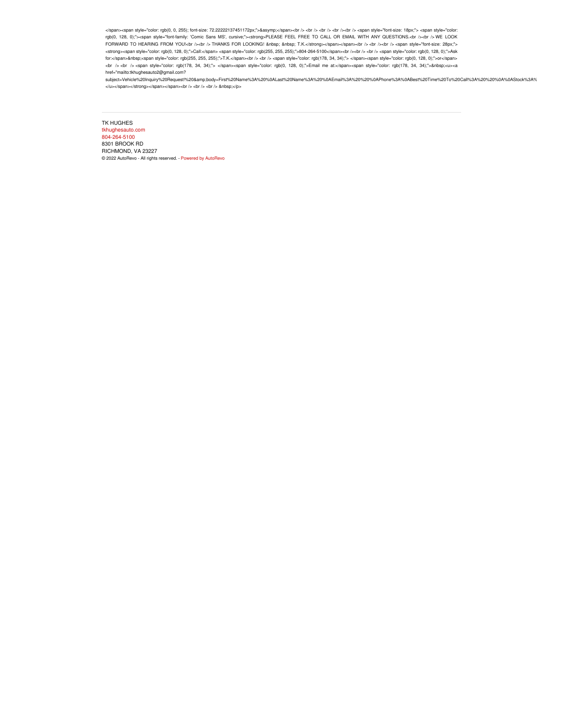</span><span style="color: rgb(0, 0, 255); font-size: 72.22222137451172px;">&asymp;</span><br /> <br /> <br /> <br /><br /> <span style="font-size: 18px;"> <span style="color: rgb(0, 128, 0);"><span style="font-family: 'Comic Sans MS', cursive;"><strong>PLEASE FEEL FREE TO CALL OR EMAIL WITH ANY QUESTIONS.<br /><br /> WE LOOK FORWARD TO HEARING FROM YOU!<br /><br /> THANKS FOR LOOKING! &nbsp; &nbsp; T.K.</strong></span></span><br /> <br /><br /> <span style="font-size: 28px;"> <strong><span style="color: rgb(0, 128, 0);">Call:</span> <span style="color: rgb(255, 255, 255);">804-264-5100</span><br /><br /> <br /> <span style="color: rgb(0, 128, 0);">Ask for:</span>&nbsp;<span style="color: rgb(255, 255, 255);">T.K.</span><br /> <br /> <span style="color: rgb(178, 34, 34);"> </span><span style="color: rgb(0, 128, 0);">or</span> <br /> <br /> <span style="color: rgb(178, 34, 34);"> </span><span style="color: rgb(0, 128, 0);">Email me at:</span><span style="color: rgb(178, 34, 34);">&nbsp;<u><a href="mailto:tkhughesauto2@gmail.com?subject=Vehicle%20Inquiry%20Request!%20&amp;body=First%20Name%3A%20%0ALast%20Name%3A%20%0AEmail%3A%20%20%0APhone%3A%0ABest%20Time%20To%20Call%3A%20%20%0A%0AStock%3A%
</u></span></strong></span></span><br /> <br /> <br /> &nbsp;</p>

---

TK HUGHES
tkhughesauto.com
804-264-5100
8301 BROOK RD
RICHMOND, VA 23227
© 2022 AutoRevo - All rights reserved. - Powered by AutoRevo